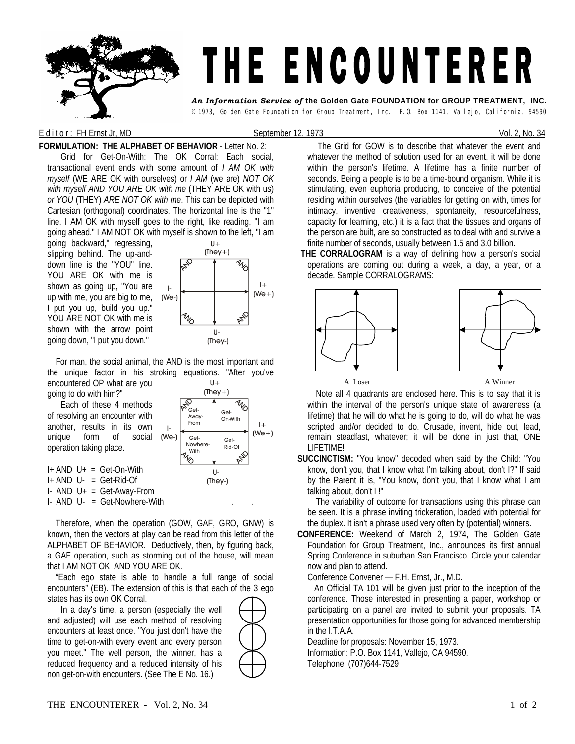# THE ENCOUNTERER

***An Information Service of*** **the Golden Gate FOUNDATION for GROUP TREATMENT, INC.**

© 1973, Golden Gate Foundation for Group Treatment, Inc. P.O. Box 1141, Vallejo, California, 94590

Editor: FH Ernst Jr, MD — September 12, 1973 — Vol. 2, No. 34

**FORMULATION: THE ALPHABET OF BEHAVIOR** - Letter No. 2:

Grid for Get-On-With: The OK Corral: Each social, transactional event ends with some amount of *I AM OK with myself* (WE ARE OK with ourselves) or *I AM* (we are) *NOT OK with myself AND YOU ARE OK with me* (THEY ARE OK with us) *or YOU* (THEY) *ARE NOT OK with me*. This can be depicted with Cartesian (orthogonal) coordinates. The horizontal line is the "I" line. I AM OK with myself goes to the right, like reading, "I am going ahead." I AM NOT OK with myself is shown to the left, "I am going backward," regressing, slipping behind. The up-and-down line is the "YOU" line. YOU ARE OK with me is shown as going up, "You are up with me, you are big to me, I put you up, build you up." YOU ARE NOT OK with me is shown with the arrow point going down, "I put you down."

For man, the social animal, the AND is the most important and the unique factor in his stroking equations. "After you've encountered OP what are you going to do with him?"

Each of these 4 methods of resolving an encounter with another, results in its own unique form of social operation taking place.

I+ AND U+ = Get-On-With
I+ AND U- = Get-Rid-Of
I- AND U+ = Get-Away-From
I- AND U- = Get-Nowhere-With

Therefore, when the operation (GOW, GAF, GRO, GNW) is known, then the vectors at play can be read from this letter of the ALPHABET OF BEHAVIOR. Deductively, then, by figuring back, a GAF operation, such as storming out of the house, will mean that I AM NOT OK AND YOU ARE OK.

"Each ego state is able to handle a full range of social encounters" (EB). The extension of this is that each of the 3 ego states has its own OK Corral.

In a day's time, a person (especially the well and adjusted) will use each method of resolving encounters at least once. "You just don't have the time to get-on-with every event and every person you meet." The well person, the winner, has a reduced frequency and a reduced intensity of his non get-on-with encounters. (See The E No. 16.)

The Grid for GOW is to describe that whatever the event and whatever the method of solution used for an event, it will be done within the person's lifetime. A lifetime has a finite number of seconds. Being a people is to be a time-bound organism. While it is stimulating, even euphoria producing, to conceive of the potential residing within ourselves (the variables for getting on with, times for intimacy, inventive creativeness, spontaneity, resourcefulness, capacity for learning, etc.) it is a fact that the tissues and organs of the person are built, are so constructed as to deal with and survive a finite number of seconds, usually between 1.5 and 3.0 billion.

**THE CORRALOGRAM** is a way of defining how a person's social operations are coming out during a week, a day, a year, or a decade. Sample CORRALOGRAMS:

A Loser — A Winner

Note all 4 quadrants are enclosed here. This is to say that it is within the interval of the person's unique state of awareness (a lifetime) that he will do what he is going to do, will do what he was scripted and/or decided to do. Crusade, invent, hide out, lead, remain steadfast, whatever; it will be done in just that, ONE LIFETIME!

**SUCCINCTISM:** "You know" decoded when said by the Child: "You know, don't you, that I know what I'm talking about, don't I?" If said by the Parent it is, "You know, don't you, that I know what I am talking about, don't I !"

The variability of outcome for transactions using this phrase can be seen. It is a phrase inviting trickeration, loaded with potential for the duplex. It isn't a phrase used very often by (potential) winners.

**CONFERENCE:** Weekend of March 2, 1974, The Golden Gate Foundation for Group Treatment, Inc., announces its first annual Spring Conference in suburban San Francisco. Circle your calendar now and plan to attend.

Conference Convener — F.H. Ernst, Jr., M.D.

An Official TA 101 will be given just prior to the inception of the conference. Those interested in presenting a paper, workshop or participating on a panel are invited to submit your proposals. TA presentation opportunities for those going for advanced membership in the I.T.A.A.

Deadline for proposals: November 15, 1973.
Information: P.O. Box 1141, Vallejo, CA 94590.
Telephone: (707)644-7529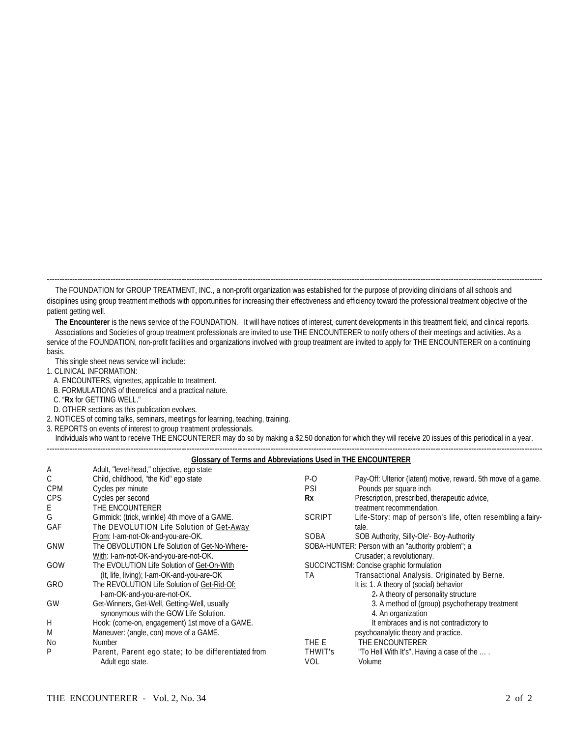---

The FOUNDATION for GROUP TREATMENT, INC., a non-profit organization was established for the purpose of providing clinicians of all schools and disciplines using group treatment methods with opportunities for increasing their effectiveness and efficiency toward the professional treatment objective of the patient getting well.

**The Encounterer** is the news service of the FOUNDATION. It will have notices of interest, current developments in this treatment field, and clinical reports.

Associations and Societies of group treatment professionals are invited to use THE ENCOUNTERER to notify others of their meetings and activities. As a service of the FOUNDATION, non-profit facilities and organizations involved with group treatment are invited to apply for THE ENCOUNTERER on a continuing basis.

This single sheet news service will include:

1. CLINICAL INFORMATION:
   - A. ENCOUNTERS, vignettes, applicable to treatment.
   - B. FORMULATIONS of theoretical and a practical nature.
   - C. "**Rx** for GETTING WELL."
   - D. OTHER sections as this publication evolves.
2. NOTICES of coming talks, seminars, meetings for learning, teaching, training.
3. REPORTS on events of interest to group treatment professionals.

Individuals who want to receive THE ENCOUNTERER may do so by making a $2.50 donation for which they will receive 20 issues of this periodical in a year.

---

## Glossary of Terms and Abbreviations Used in THE ENCOUNTERER

| | |
|---|---|
| A | Adult, "level-head," objective, ego state |
| C | Child, childhood, "the Kid" ego state |
| CPM | Cycles per minute |
| CPS | Cycles per second |
| E | THE ENCOUNTERER |
| G | Gimmick: (trick, wrinkle) 4th move of a GAME. |
| GAF | The DEVOLUTION Life Solution of Get-Away From: I-am-not-Ok-and-you-are-OK. |
| GNW | The OBVOLUTION Life Solution of Get-No-Where-With: I-am-not-OK-and-you-are-not-OK. |
| GOW | The EVOLUTION Life Solution of Get-On-With (It, life, living); I-am-OK-and-you-are-OK |
| GRO | The REVOLUTION Life Solution of Get-Rid-Of: I-am-OK-and-you-are-not-OK. |
| GW | Get-Winners, Get-Well, Getting-Well, usually synonymous with the GOW Life Solution. |
| H | Hook: (come-on, engagement) 1st move of a GAME. |
| M | Maneuver: (angle, con) move of a GAME. |
| No | Number |
| P | Parent, Parent ego state; to be differentiated from Adult ego state. |
| P-O | Pay-Off: Ulterior (latent) motive, reward. 5th move of a game. |
| PSI | Pounds per square inch |
| **Rx** | Prescription, prescribed, therapeutic advice, treatment recommendation. |
| SCRIPT | Life-Story: map of person's life, often resembling a fairy-tale. |
| SOBA | SOB Authority, Silly-Ole'- Boy-Authority |
| SOBA-HUNTER: | Person with an "authority problem"; a Crusader; a revolutionary. |
| SUCCINCTISM: | Concise graphic formulation |
| TA | Transactional Analysis. Originated by Berne. It is: 1. A theory of (social) behavior 2. A theory of personality structure 3. A method of (group) psychotherapy treatment 4. An organization. It embraces and is not contradictory to psychoanalytic theory and practice. |
| THE E | THE ENCOUNTERER |
| THWIT's | "To Hell With It's", Having a case of the … . |
| VOL | Volume |